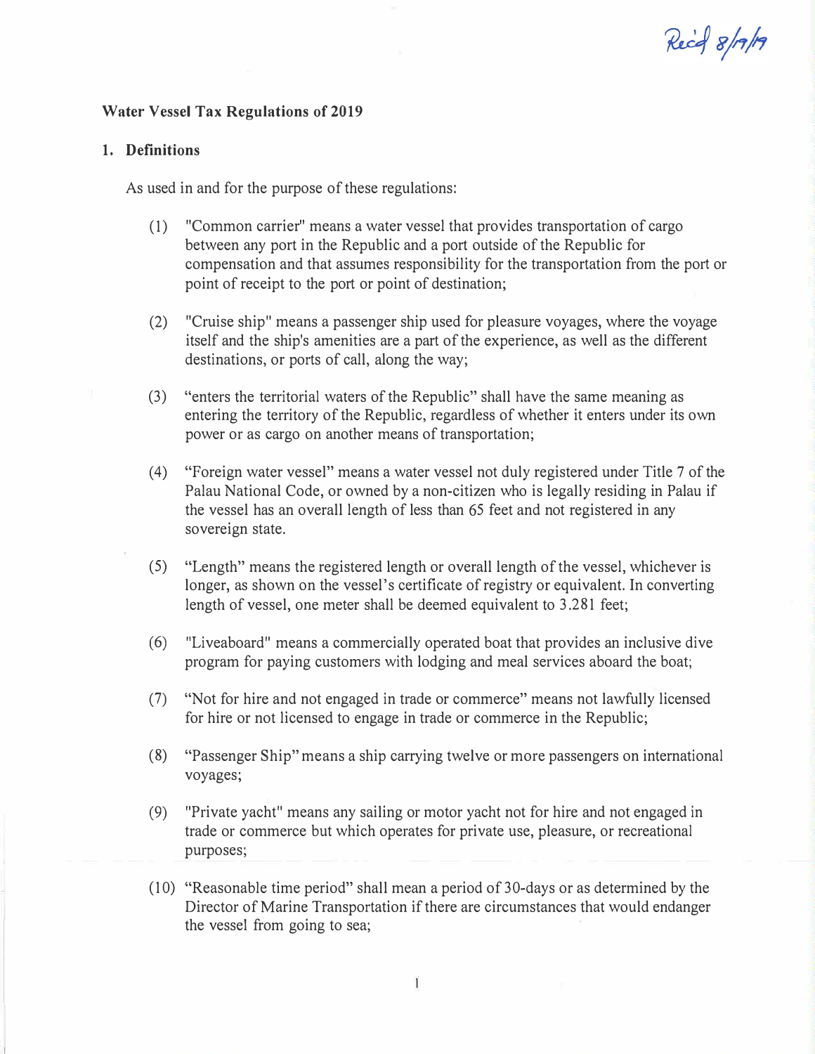Rec'd 8/19/19

# Water Vessel Tax Regulations of 2019

## 1. Definitions

As used in and for the purpose of these regulations:

(1) "Common carrier" means a water vessel that provides transportation of cargo between any port in the Republic and a port outside of the Republic for compensation and that assumes responsibility for the transportation from the port or point of receipt to the port or point of destination;

(2) "Cruise ship" means a passenger ship used for pleasure voyages, where the voyage itself and the ship's amenities are a part of the experience, as well as the different destinations, or ports of call, along the way;

(3) "enters the territorial waters of the Republic" shall have the same meaning as entering the territory of the Republic, regardless of whether it enters under its own power or as cargo on another means of transportation;

(4) "Foreign water vessel" means a water vessel not duly registered under Title 7 of the Palau National Code, or owned by a non-citizen who is legally residing in Palau if the vessel has an overall length of less than 65 feet and not registered in any sovereign state.

(5) "Length" means the registered length or overall length of the vessel, whichever is longer, as shown on the vessel's certificate of registry or equivalent. In converting length of vessel, one meter shall be deemed equivalent to 3.281 feet;

(6) "Liveaboard" means a commercially operated boat that provides an inclusive dive program for paying customers with lodging and meal services aboard the boat;

(7) "Not for hire and not engaged in trade or commerce" means not lawfully licensed for hire or not licensed to engage in trade or commerce in the Republic;

(8) "Passenger Ship" means a ship carrying twelve or more passengers on international voyages;

(9) "Private yacht" means any sailing or motor yacht not for hire and not engaged in trade or commerce but which operates for private use, pleasure, or recreational purposes;

(10) "Reasonable time period" shall mean a period of 30-days or as determined by the Director of Marine Transportation if there are circumstances that would endanger the vessel from going to sea;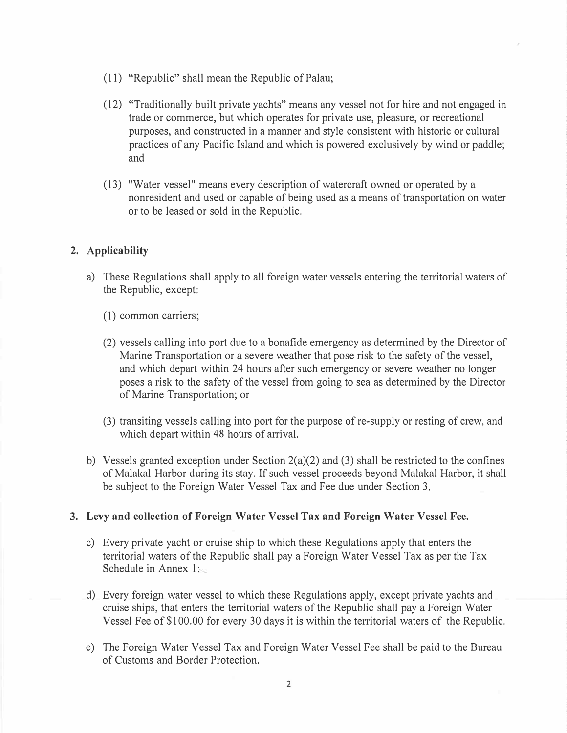(11) "Republic" shall mean the Republic of Palau;

(12) "Traditionally built private yachts" means any vessel not for hire and not engaged in trade or commerce, but which operates for private use, pleasure, or recreational purposes, and constructed in a manner and style consistent with historic or cultural practices of any Pacific Island and which is powered exclusively by wind or paddle; and

(13) "Water vessel" means every description of watercraft owned or operated by a nonresident and used or capable of being used as a means of transportation on water or to be leased or sold in the Republic.

## 2. Applicability

a) These Regulations shall apply to all foreign water vessels entering the territorial waters of the Republic, except:

   (1) common carriers;

   (2) vessels calling into port due to a bonafide emergency as determined by the Director of Marine Transportation or a severe weather that pose risk to the safety of the vessel, and which depart within 24 hours after such emergency or severe weather no longer poses a risk to the safety of the vessel from going to sea as determined by the Director of Marine Transportation; or

   (3) transiting vessels calling into port for the purpose of re-supply or resting of crew, and which depart within 48 hours of arrival.

b) Vessels granted exception under Section 2(a)(2) and (3) shall be restricted to the confines of Malakal Harbor during its stay. If such vessel proceeds beyond Malakal Harbor, it shall be subject to the Foreign Water Vessel Tax and Fee due under Section 3.

## 3. Levy and collection of Foreign Water Vessel Tax and Foreign Water Vessel Fee.

c) Every private yacht or cruise ship to which these Regulations apply that enters the territorial waters of the Republic shall pay a Foreign Water Vessel Tax as per the Tax Schedule in Annex 1:

d) Every foreign water vessel to which these Regulations apply, except private yachts and cruise ships, that enters the territorial waters of the Republic shall pay a Foreign Water Vessel Fee of $100.00 for every 30 days it is within the territorial waters of the Republic.

e) The Foreign Water Vessel Tax and Foreign Water Vessel Fee shall be paid to the Bureau of Customs and Border Protection.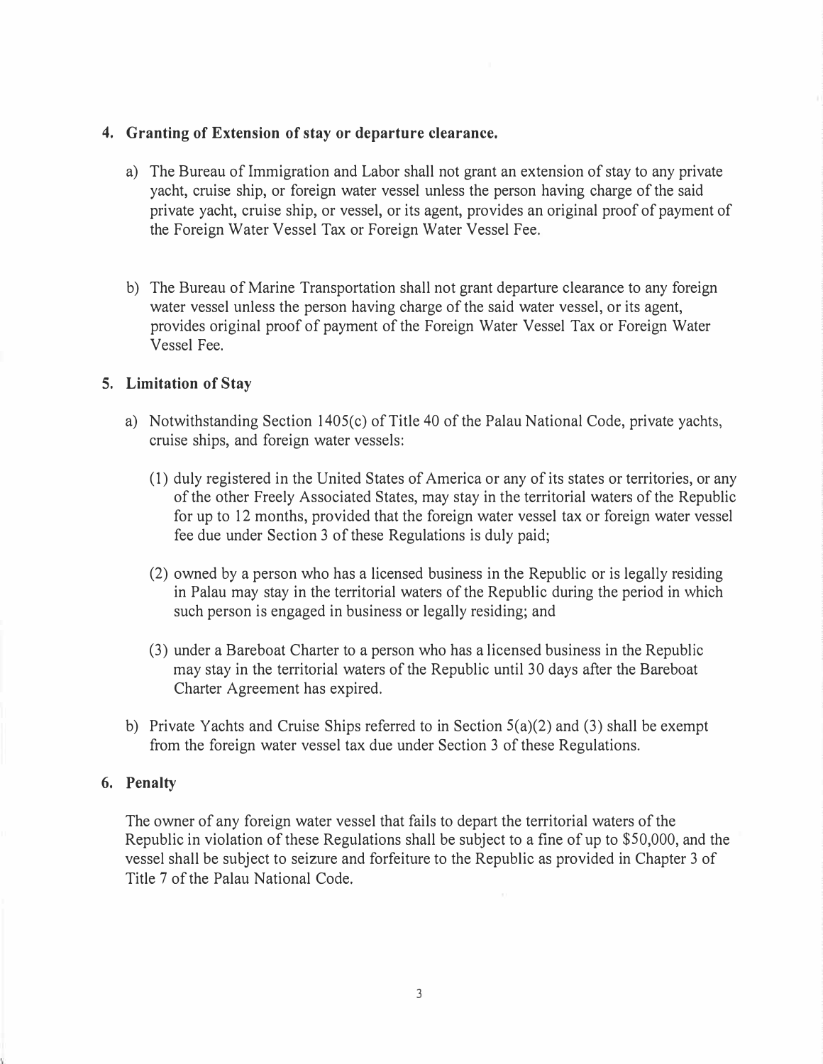## 4. Granting of Extension of stay or departure clearance.

a) The Bureau of Immigration and Labor shall not grant an extension of stay to any private yacht, cruise ship, or foreign water vessel unless the person having charge of the said private yacht, cruise ship, or vessel, or its agent, provides an original proof of payment of the Foreign Water Vessel Tax or Foreign Water Vessel Fee.

b) The Bureau of Marine Transportation shall not grant departure clearance to any foreign water vessel unless the person having charge of the said water vessel, or its agent, provides original proof of payment of the Foreign Water Vessel Tax or Foreign Water Vessel Fee.

## 5. Limitation of Stay

a) Notwithstanding Section 1405(c) of Title 40 of the Palau National Code, private yachts, cruise ships, and foreign water vessels:

   (1) duly registered in the United States of America or any of its states or territories, or any of the other Freely Associated States, may stay in the territorial waters of the Republic for up to 12 months, provided that the foreign water vessel tax or foreign water vessel fee due under Section 3 of these Regulations is duly paid;

   (2) owned by a person who has a licensed business in the Republic or is legally residing in Palau may stay in the territorial waters of the Republic during the period in which such person is engaged in business or legally residing; and

   (3) under a Bareboat Charter to a person who has a licensed business in the Republic may stay in the territorial waters of the Republic until 30 days after the Bareboat Charter Agreement has expired.

b) Private Yachts and Cruise Ships referred to in Section 5(a)(2) and (3) shall be exempt from the foreign water vessel tax due under Section 3 of these Regulations.

## 6. Penalty

The owner of any foreign water vessel that fails to depart the territorial waters of the Republic in violation of these Regulations shall be subject to a fine of up to $50,000, and the vessel shall be subject to seizure and forfeiture to the Republic as provided in Chapter 3 of Title 7 of the Palau National Code.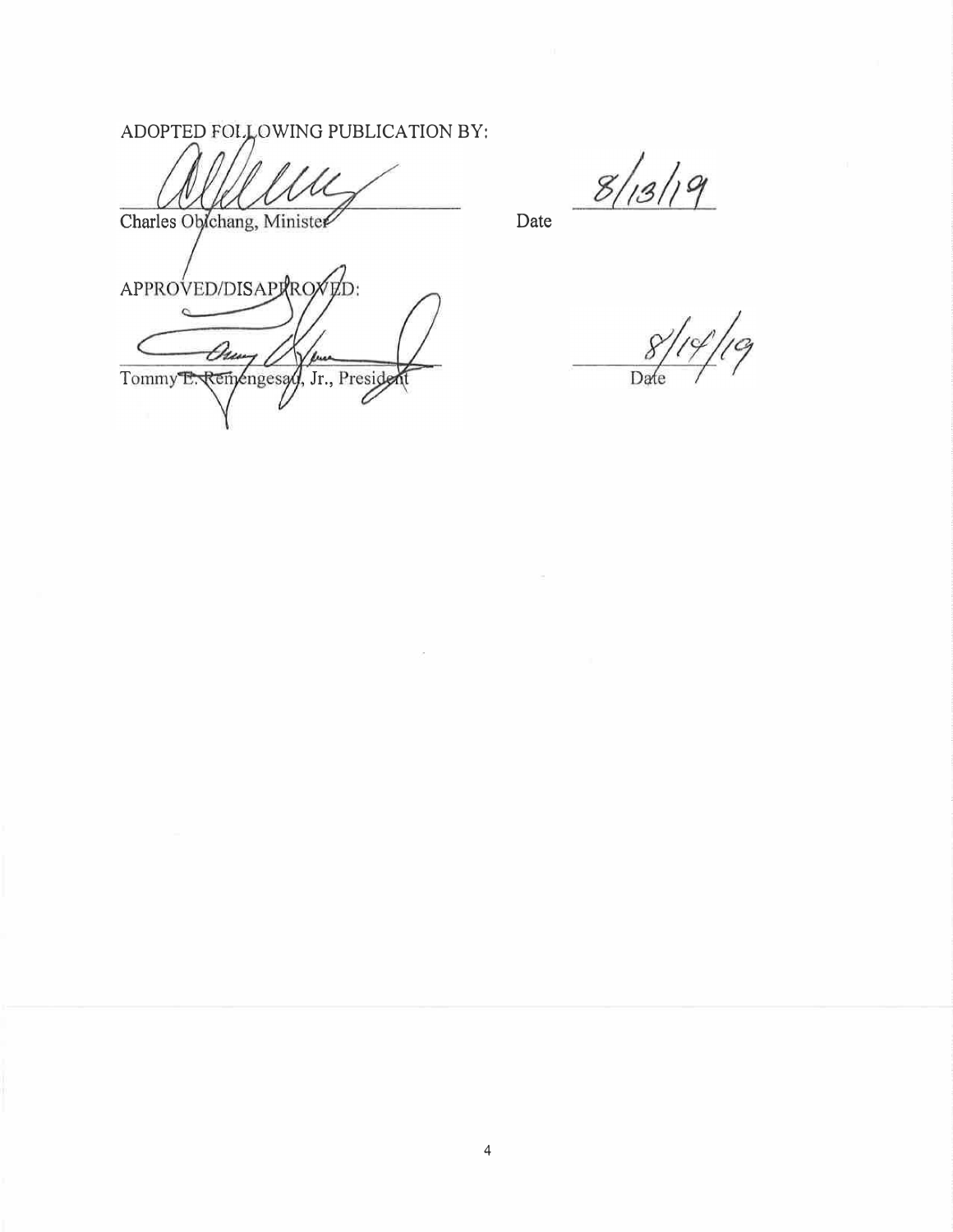ADOPTED FOLLOWING PUBLICATION BY:

Charles Obichang, Minister — Date: 8/13/19

APPROVED/DISAPPROVED:

Tommy E. Remengesau, Jr., President — Date: 8/14/19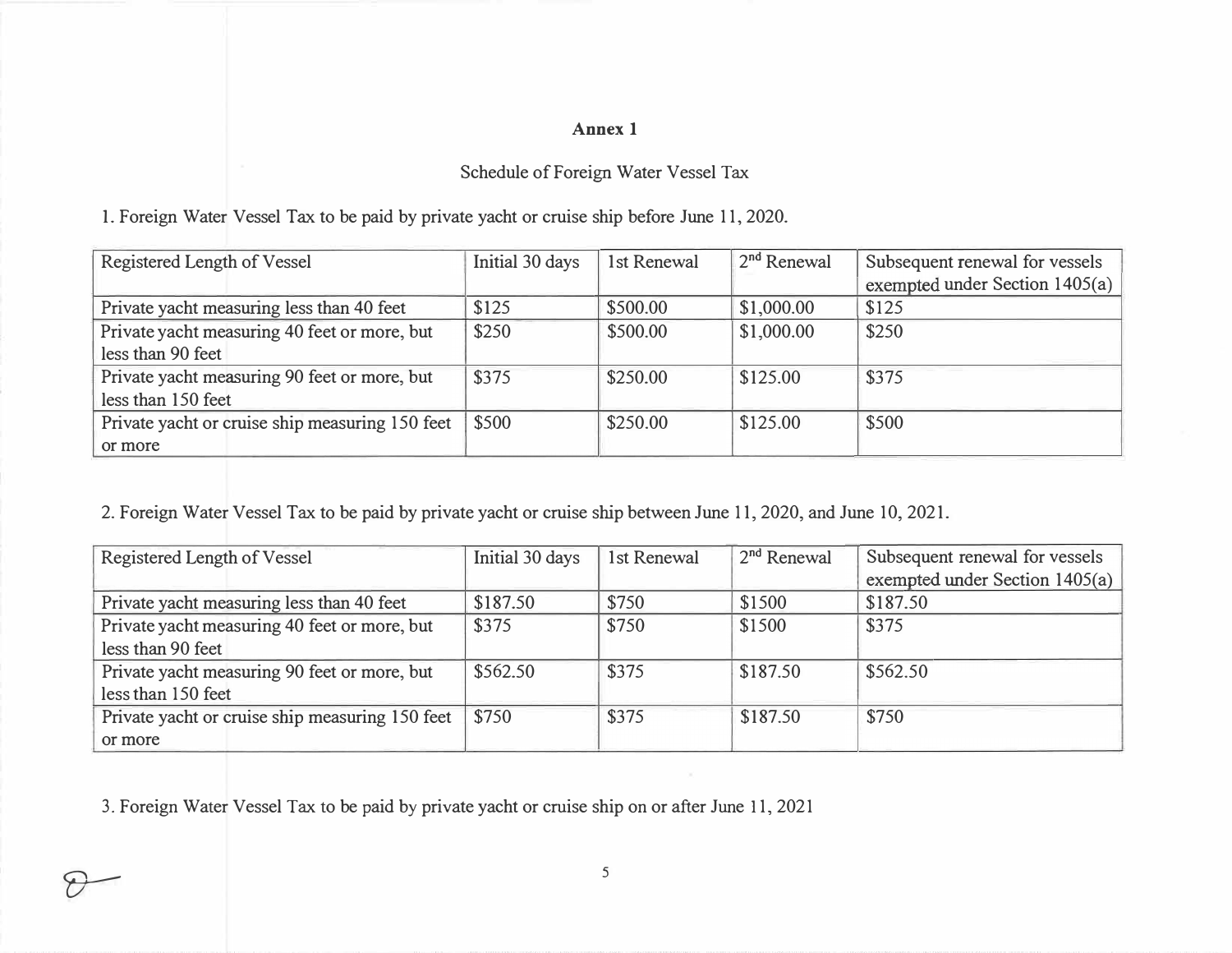## Annex 1

Schedule of Foreign Water Vessel Tax

1. Foreign Water Vessel Tax to be paid by private yacht or cruise ship before June 11, 2020.

| Registered Length of Vessel | Initial 30 days | 1st Renewal | 2nd Renewal | Subsequent renewal for vessels exempted under Section 1405(a) |
|---|---|---|---|---|
| Private yacht measuring less than 40 feet | $125 | $500.00 | $1,000.00 | $125 |
| Private yacht measuring 40 feet or more, but less than 90 feet | $250 | $500.00 | $1,000.00 | $250 |
| Private yacht measuring 90 feet or more, but less than 150 feet | $375 | $250.00 | $125.00 | $375 |
| Private yacht or cruise ship measuring 150 feet or more | $500 | $250.00 | $125.00 | $500 |

2. Foreign Water Vessel Tax to be paid by private yacht or cruise ship between June 11, 2020, and June 10, 2021.

| Registered Length of Vessel | Initial 30 days | 1st Renewal | 2nd Renewal | Subsequent renewal for vessels exempted under Section 1405(a) |
|---|---|---|---|---|
| Private yacht measuring less than 40 feet | $187.50 | $750 | $1500 | $187.50 |
| Private yacht measuring 40 feet or more, but less than 90 feet | $375 | $750 | $1500 | $375 |
| Private yacht measuring 90 feet or more, but less than 150 feet | $562.50 | $375 | $187.50 | $562.50 |
| Private yacht or cruise ship measuring 150 feet or more | $750 | $375 | $187.50 | $750 |

3. Foreign Water Vessel Tax to be paid by private yacht or cruise ship on or after June 11, 2021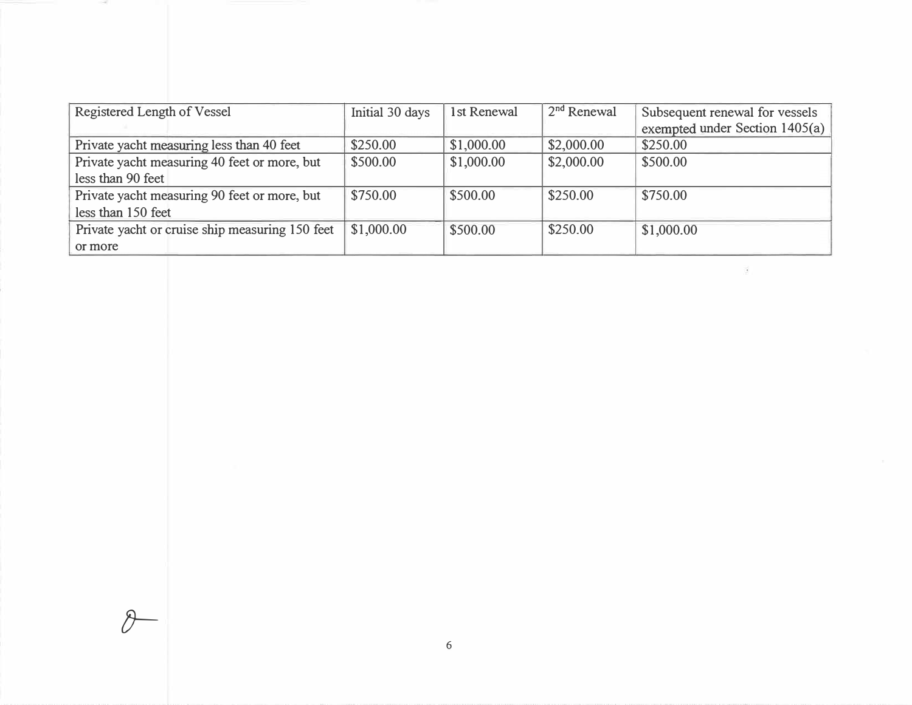| Registered Length of Vessel | Initial 30 days | 1st Renewal | 2nd Renewal | Subsequent renewal for vessels exempted under Section 1405(a) |
|---|---|---|---|---|
| Private yacht measuring less than 40 feet | $250.00 | $1,000.00 | $2,000.00 | $250.00 |
| Private yacht measuring 40 feet or more, but less than 90 feet | $500.00 | $1,000.00 | $2,000.00 | $500.00 |
| Private yacht measuring 90 feet or more, but less than 150 feet | $750.00 | $500.00 | $250.00 | $750.00 |
| Private yacht or cruise ship measuring 150 feet or more | $1,000.00 | $500.00 | $250.00 | $1,000.00 |